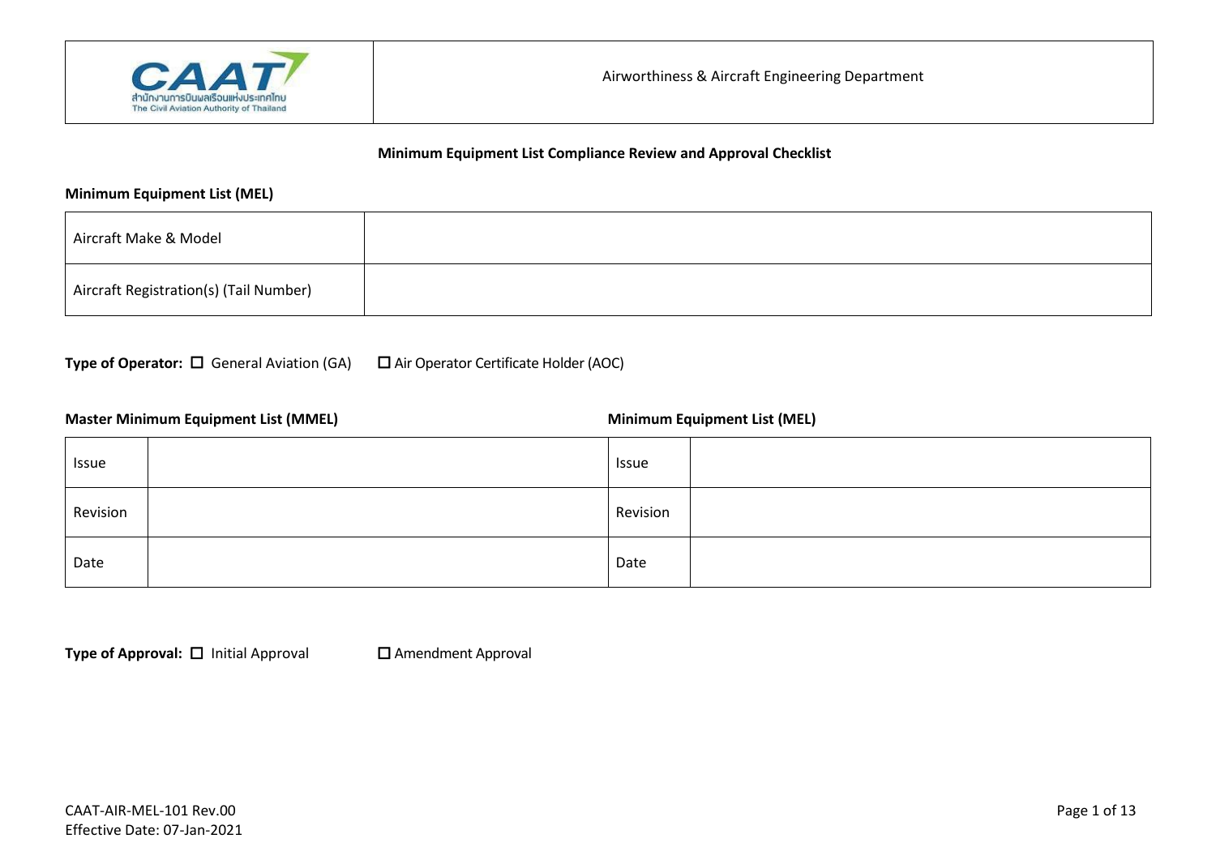| CAAT สำนักงานการบินพลเรือนแห่งประเทศไทย The Civil Aviation Authority of Thailand | Airworthiness & Aircraft Engineering Department |
| --- | --- |

**Minimum Equipment List Compliance Review and Approval Checklist**

**Minimum Equipment List (MEL)**

| Aircraft Make & Model | |
| --- | --- |
| Aircraft Registration(s) (Tail Number) | |

**Type of Operator:** ☐ General Aviation (GA) ☐ Air Operator Certificate Holder (AOC)

| **Master Minimum Equipment List (MMEL)** | | **Minimum Equipment List (MEL)** | |
| --- | --- | --- | --- |
| Issue | | Issue | |
| Revision | | Revision | |
| Date | | Date | |

**Type of Approval:** ☐ Initial Approval ☐ Amendment Approval

CAAT-AIR-MEL-101 Rev.00
Effective Date: 07-Jan-2021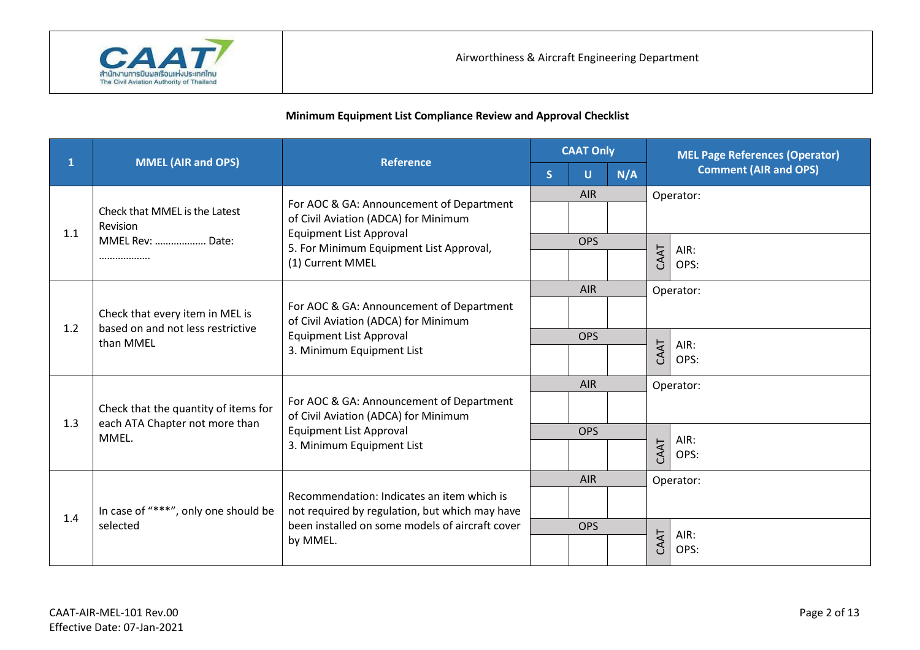Airworthiness & Aircraft Engineering Department

**Minimum Equipment List Compliance Review and Approval Checklist**

| 1 | MMEL (AIR and OPS) | Reference | CAAT Only | | | MEL Page References (Operator) Comment (AIR and OPS) |
|---|---|---|---|---|---|---|
| | | | S | U | N/A | |
| 1.1 | Check that MMEL is the Latest Revision<br>MMEL Rev: ……………… Date: ……………… | For AOC & GA: Announcement of Department of Civil Aviation (ADCA) for Minimum Equipment List Approval<br>5. For Minimum Equipment List Approval,<br>(1) Current MMEL | AIR | | | Operator: |
| | | | OPS | | | CAAT AIR:<br>OPS: |
| 1.2 | Check that every item in MEL is based on and not less restrictive than MMEL | For AOC & GA: Announcement of Department of Civil Aviation (ADCA) for Minimum Equipment List Approval<br>3. Minimum Equipment List | AIR | | | Operator: |
| | | | OPS | | | CAAT AIR:<br>OPS: |
| 1.3 | Check that the quantity of items for each ATA Chapter not more than MMEL. | For AOC & GA: Announcement of Department of Civil Aviation (ADCA) for Minimum Equipment List Approval<br>3. Minimum Equipment List | AIR | | | Operator: |
| | | | OPS | | | CAAT AIR:<br>OPS: |
| 1.4 | In case of "***", only one should be selected | Recommendation: Indicates an item which is not required by regulation, but which may have been installed on some models of aircraft cover by MMEL. | AIR | | | Operator: |
| | | | OPS | | | CAAT AIR:<br>OPS: |

CAAT-AIR-MEL-101 Rev.00
Effective Date: 07-Jan-2021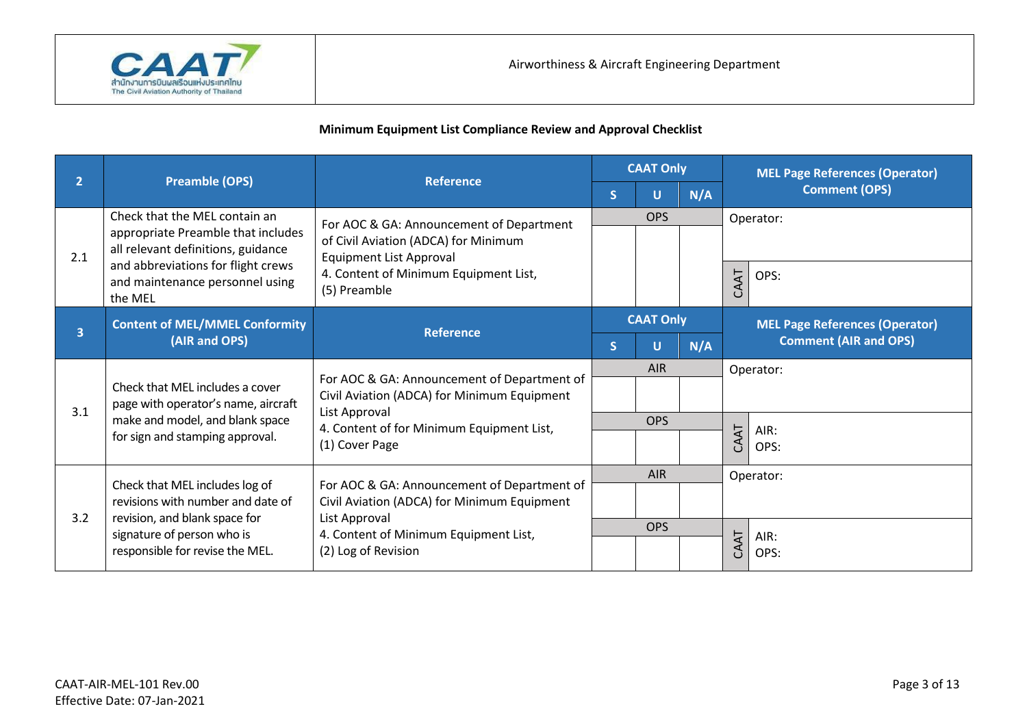Airworthiness & Aircraft Engineering Department

**Minimum Equipment List Compliance Review and Approval Checklist**

| 2 | Preamble (OPS) | Reference | CAAT Only | | | MEL Page References (Operator) Comment (OPS) |
|---|---|---|---|---|---|---|
| | | | S | U | N/A | |
| 2.1 | Check that the MEL contain an appropriate Preamble that includes all relevant definitions, guidance and abbreviations for flight crews and maintenance personnel using the MEL | For AOC & GA: Announcement of Department of Civil Aviation (ADCA) for Minimum Equipment List Approval<br>4. Content of Minimum Equipment List,<br>(5) Preamble | OPS | | | Operator: |
| | | | | | | CAAT OPS: |

| 3 | Content of MEL/MMEL Conformity (AIR and OPS) | Reference | CAAT Only | | | MEL Page References (Operator) Comment (AIR and OPS) |
|---|---|---|---|---|---|---|
| | | | S | U | N/A | |
| 3.1 | Check that MEL includes a cover page with operator's name, aircraft make and model, and blank space for sign and stamping approval. | For AOC & GA: Announcement of Department of Civil Aviation (ADCA) for Minimum Equipment List Approval<br>4. Content of for Minimum Equipment List,<br>(1) Cover Page | AIR | | | Operator: |
| | | | | | | |
| | | | OPS | | | CAAT AIR:<br>OPS: |
| | | | | | | |
| 3.2 | Check that MEL includes log of revisions with number and date of revision, and blank space for signature of person who is responsible for revise the MEL. | For AOC & GA: Announcement of Department of Civil Aviation (ADCA) for Minimum Equipment List Approval<br>4. Content of Minimum Equipment List,<br>(2) Log of Revision | AIR | | | Operator: |
| | | | | | | |
| | | | OPS | | | CAAT AIR:<br>OPS: |
| | | | | | | |

CAAT-AIR-MEL-101 Rev.00
Effective Date: 07-Jan-2021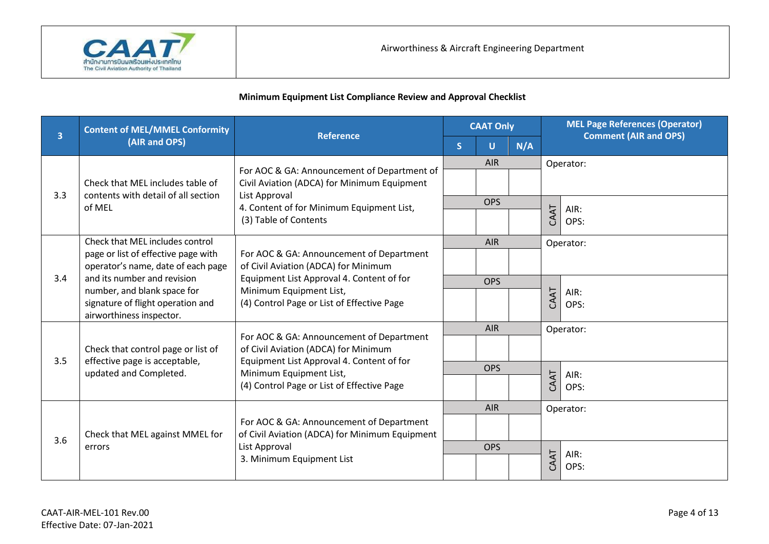Airworthiness & Aircraft Engineering Department

**Minimum Equipment List Compliance Review and Approval Checklist**

| 3 | Content of MEL/MMEL Conformity (AIR and OPS) | Reference | CAAT Only | | | MEL Page References (Operator) Comment (AIR and OPS) |
|---|---|---|---|---|---|---|
| | | | S | U | N/A | |
| 3.3 | Check that MEL includes table of contents with detail of all section of MEL | For AOC & GA: Announcement of Department of Civil Aviation (ADCA) for Minimum Equipment List Approval<br>4. Content of for Minimum Equipment List,<br>(3) Table of Contents | AIR: | | | Operator: |
| | | | OPS: | | | CAAT AIR:<br>OPS: |
| 3.4 | Check that MEL includes control page or list of effective page with operator's name, date of each page and its number and revision number, and blank space for signature of flight operation and airworthiness inspector. | For AOC & GA: Announcement of Department of Civil Aviation (ADCA) for Minimum Equipment List Approval 4. Content of for Minimum Equipment List,<br>(4) Control Page or List of Effective Page | AIR: | | | Operator: |
| | | | OPS: | | | CAAT AIR:<br>OPS: |
| 3.5 | Check that control page or list of effective page is acceptable, updated and Completed. | For AOC & GA: Announcement of Department of Civil Aviation (ADCA) for Minimum Equipment List Approval 4. Content of for Minimum Equipment List,<br>(4) Control Page or List of Effective Page | AIR: | | | Operator: |
| | | | OPS: | | | CAAT AIR:<br>OPS: |
| 3.6 | Check that MEL against MMEL for errors | For AOC & GA: Announcement of Department of Civil Aviation (ADCA) for Minimum Equipment List Approval<br>3. Minimum Equipment List | AIR: | | | Operator: |
| | | | OPS: | | | CAAT AIR:<br>OPS: |

CAAT-AIR-MEL-101 Rev.00
Effective Date: 07-Jan-2021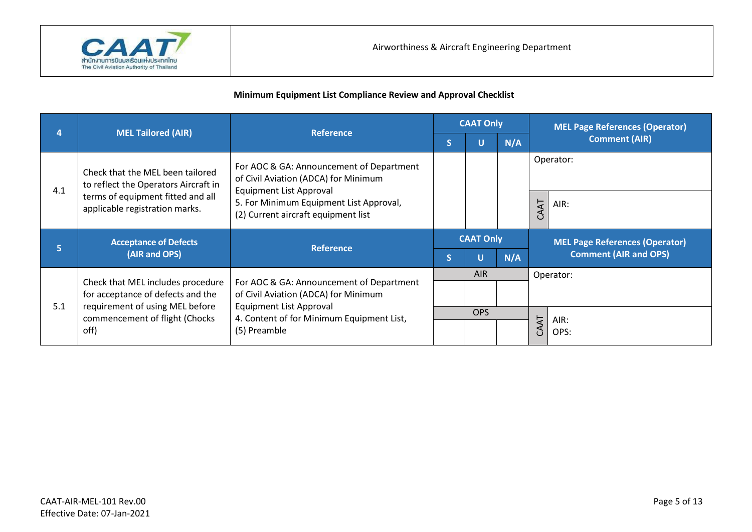Airworthiness & Aircraft Engineering Department

**Minimum Equipment List Compliance Review and Approval Checklist**

| 4 | MEL Tailored (AIR) | Reference | CAAT Only | | | MEL Page References (Operator) Comment (AIR) | |
|---|---|---|---|---|---|---|---|
| | | | S | U | N/A | | |
| 4.1 | Check that the MEL been tailored to reflect the Operators Aircraft in terms of equipment fitted and all applicable registration marks. | For AOC & GA: Announcement of Department of Civil Aviation (ADCA) for Minimum Equipment List Approval<br>5. For Minimum Equipment List Approval, (2) Current aircraft equipment list | | | | Operator: | |
| | | | | | | CAAT | AIR: |

| 5 | Acceptance of Defects (AIR and OPS) | Reference | CAAT Only | | | MEL Page References (Operator) Comment (AIR and OPS) | |
|---|---|---|---|---|---|---|---|
| | | | S | U | N/A | | |
| 5.1 | Check that MEL includes procedure for acceptance of defects and the requirement of using MEL before commencement of flight (Chocks off) | For AOC & GA: Announcement of Department of Civil Aviation (ADCA) for Minimum Equipment List Approval<br>4. Content of for Minimum Equipment List, (5) Preamble | AIR | | | Operator: | |
| | | | | | | | |
| | | | OPS | | | CAAT | AIR:<br>OPS: |
| | | | | | | | |

CAAT-AIR-MEL-101 Rev.00
Effective Date: 07-Jan-2021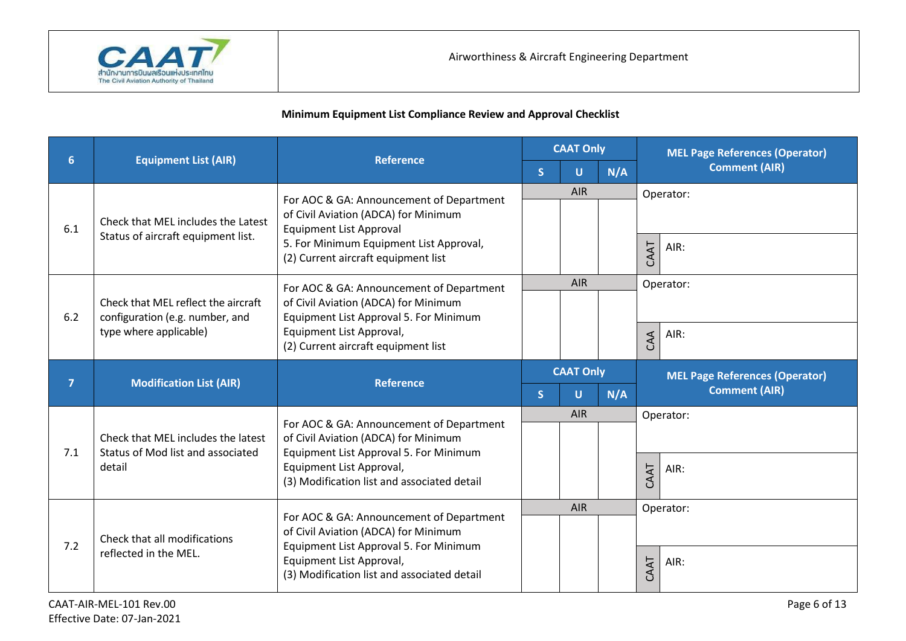Airworthiness & Aircraft Engineering Department

**Minimum Equipment List Compliance Review and Approval Checklist**

| 6 | Equipment List (AIR) | Reference | CAAT Only | | | MEL Page References (Operator) Comment (AIR) |
|---|---|---|---|---|---|---|
| | | | S | U | N/A | |
| 6.1 | Check that MEL includes the Latest Status of aircraft equipment list. | For AOC & GA: Announcement of Department of Civil Aviation (ADCA) for Minimum Equipment List Approval<br>5. For Minimum Equipment List Approval,<br>(2) Current aircraft equipment list | | AIR | | Operator:<br><br>CAAT AIR: |
| 6.2 | Check that MEL reflect the aircraft configuration (e.g. number, and type where applicable) | For AOC & GA: Announcement of Department of Civil Aviation (ADCA) for Minimum Equipment List Approval 5. For Minimum Equipment List Approval,<br>(2) Current aircraft equipment list | | AIR | | Operator:<br><br>CAA AIR: |

| 7 | Modification List (AIR) | Reference | CAAT Only | | | MEL Page References (Operator) Comment (AIR) |
|---|---|---|---|---|---|---|
| | | | S | U | N/A | |
| 7.1 | Check that MEL includes the latest Status of Mod list and associated detail | For AOC & GA: Announcement of Department of Civil Aviation (ADCA) for Minimum Equipment List Approval 5. For Minimum Equipment List Approval,<br>(3) Modification list and associated detail | | AIR | | Operator:<br><br>CAAT AIR: |
| 7.2 | Check that all modifications reflected in the MEL. | For AOC & GA: Announcement of Department of Civil Aviation (ADCA) for Minimum Equipment List Approval 5. For Minimum Equipment List Approval,<br>(3) Modification list and associated detail | | AIR | | Operator:<br><br>CAAT AIR: |

CAAT-AIR-MEL-101 Rev.00
Effective Date: 07-Jan-2021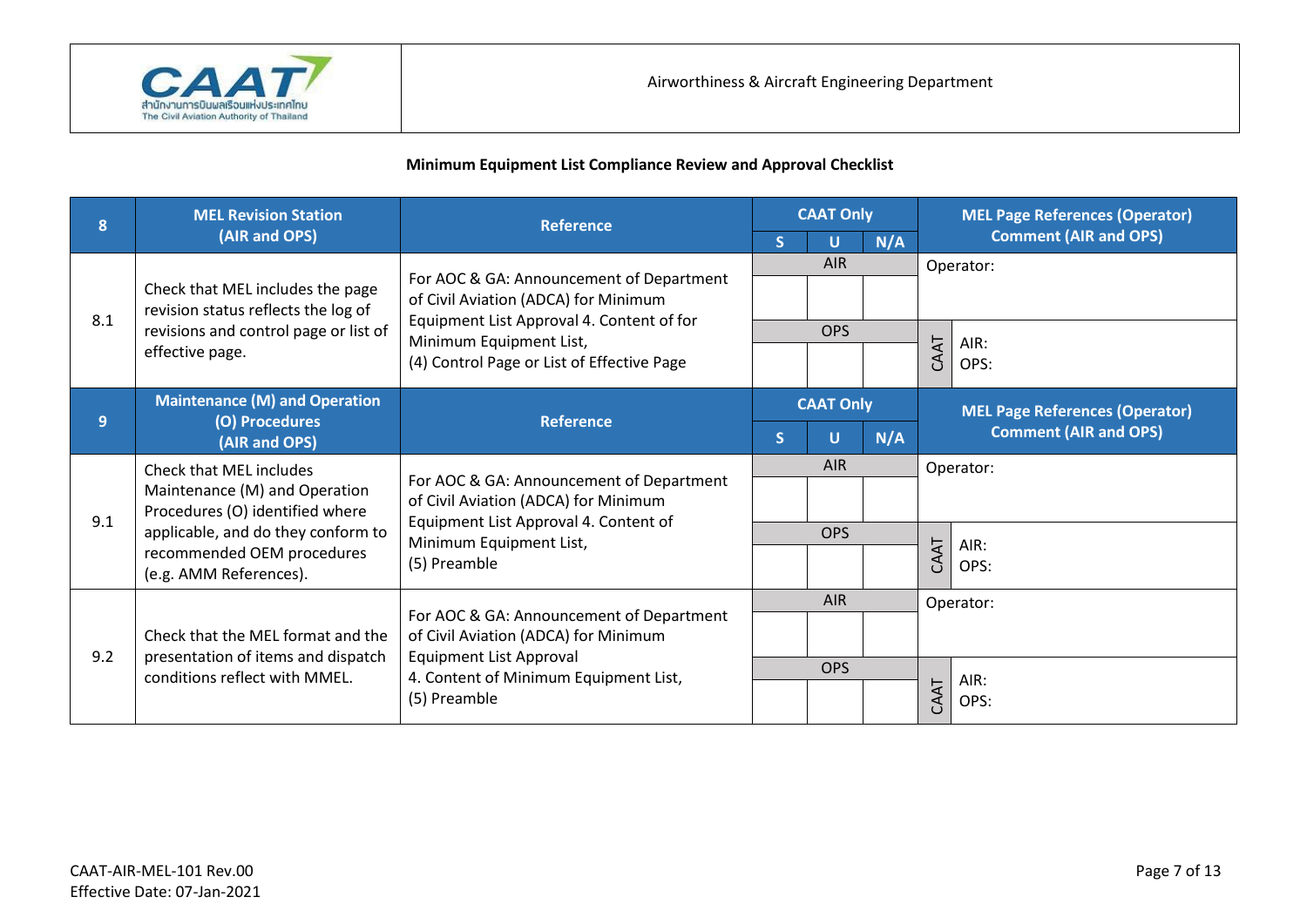**Minimum Equipment List Compliance Review and Approval Checklist**

| 8 | MEL Revision Station (AIR and OPS) | Reference | CAAT Only | | | MEL Page References (Operator) Comment (AIR and OPS) |
|---|---|---|---|---|---|---|
| | | | S | U | N/A | |
| 8.1 | Check that MEL includes the page revision status reflects the log of revisions and control page or list of effective page. | For AOC & GA: Announcement of Department of Civil Aviation (ADCA) for Minimum Equipment List Approval 4. Content of for Minimum Equipment List, (4) Control Page or List of Effective Page | AIR | | | Operator: |
| | | | | | | |
| | | | OPS | | | CAAT AIR: OPS: |
| | | | | | | |

| 9 | Maintenance (M) and Operation (O) Procedures (AIR and OPS) | Reference | CAAT Only | | | MEL Page References (Operator) Comment (AIR and OPS) |
|---|---|---|---|---|---|---|
| | | | S | U | N/A | |
| 9.1 | Check that MEL includes Maintenance (M) and Operation Procedures (O) identified where applicable, and do they conform to recommended OEM procedures (e.g. AMM References). | For AOC & GA: Announcement of Department of Civil Aviation (ADCA) for Minimum Equipment List Approval 4. Content of Minimum Equipment List, (5) Preamble | AIR | | | Operator: |
| | | | | | | |
| | | | OPS | | | CAAT AIR: OPS: |
| | | | | | | |
| 9.2 | Check that the MEL format and the presentation of items and dispatch conditions reflect with MMEL. | For AOC & GA: Announcement of Department of Civil Aviation (ADCA) for Minimum Equipment List Approval 4. Content of Minimum Equipment List, (5) Preamble | AIR | | | Operator: |
| | | | | | | |
| | | | OPS | | | CAAT AIR: OPS: |
| | | | | | | |

CAAT-AIR-MEL-101 Rev.00
Effective Date: 07-Jan-2021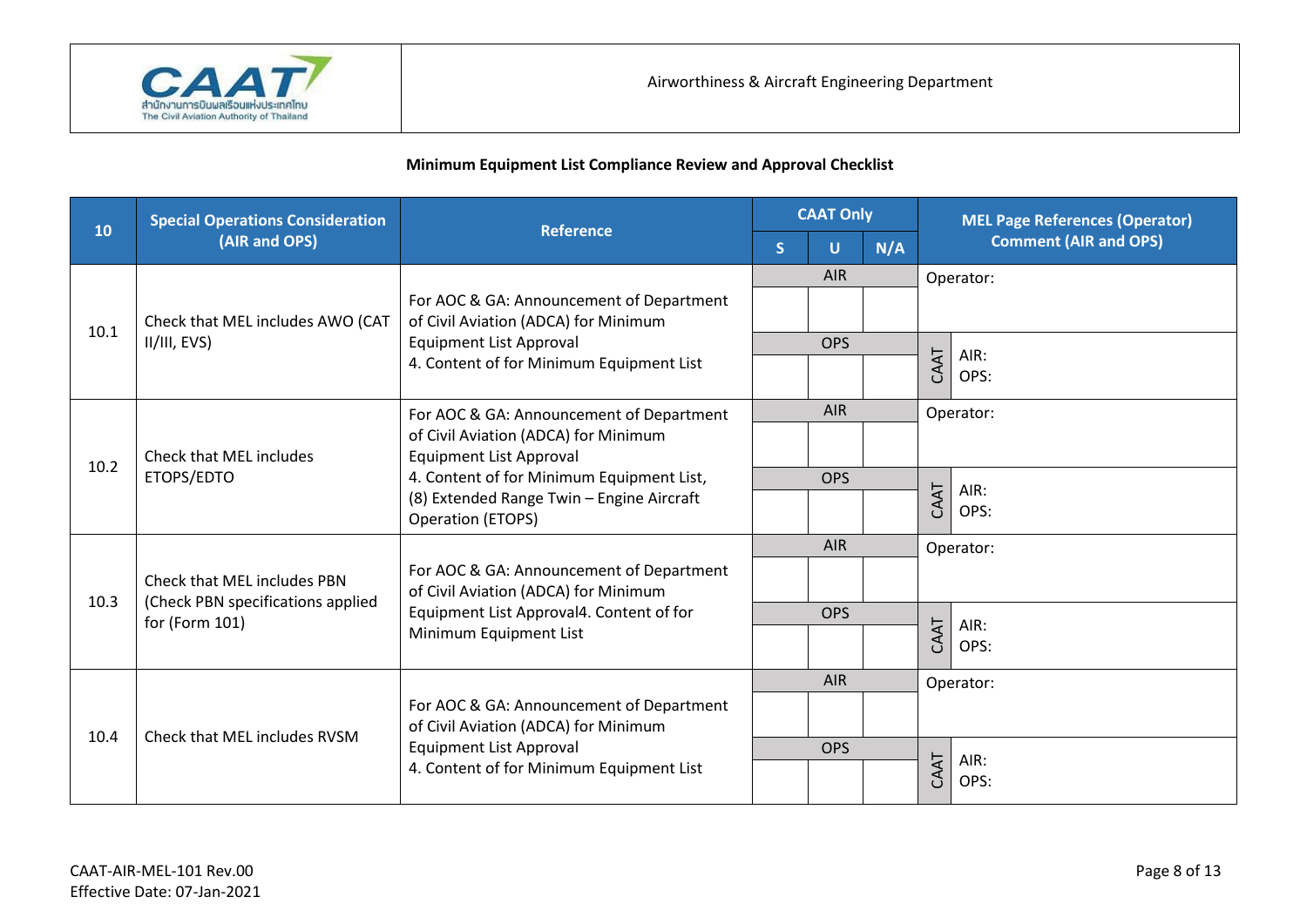Airworthiness & Aircraft Engineering Department

**Minimum Equipment List Compliance Review and Approval Checklist**

| 10 | Special Operations Consideration (AIR and OPS) | Reference | CAAT Only | | | MEL Page References (Operator) Comment (AIR and OPS) |
|---|---|---|---|---|---|---|
| | | | S | U | N/A | |
| 10.1 | Check that MEL includes AWO (CAT II/III, EVS) | For AOC & GA: Announcement of Department of Civil Aviation (ADCA) for Minimum Equipment List Approval<br>4. Content of for Minimum Equipment List | AIR | | | Operator: |
| | | | | | | |
| | | | OPS | | | CAAT AIR:<br>OPS: |
| | | | | | | |
| 10.2 | Check that MEL includes ETOPS/EDTO | For AOC & GA: Announcement of Department of Civil Aviation (ADCA) for Minimum Equipment List Approval<br>4. Content of for Minimum Equipment List, (8) Extended Range Twin – Engine Aircraft Operation (ETOPS) | AIR | | | Operator: |
| | | | | | | |
| | | | OPS | | | CAAT AIR:<br>OPS: |
| | | | | | | |
| 10.3 | Check that MEL includes PBN (Check PBN specifications applied for (Form 101) | For AOC & GA: Announcement of Department of Civil Aviation (ADCA) for Minimum Equipment List Approval4. Content of for Minimum Equipment List | AIR | | | Operator: |
| | | | | | | |
| | | | OPS | | | CAAT AIR:<br>OPS: |
| | | | | | | |
| 10.4 | Check that MEL includes RVSM | For AOC & GA: Announcement of Department of Civil Aviation (ADCA) for Minimum Equipment List Approval<br>4. Content of for Minimum Equipment List | AIR | | | Operator: |
| | | | | | | |
| | | | OPS | | | CAAT AIR:<br>OPS: |
| | | | | | | |

CAAT-AIR-MEL-101 Rev.00
Effective Date: 07-Jan-2021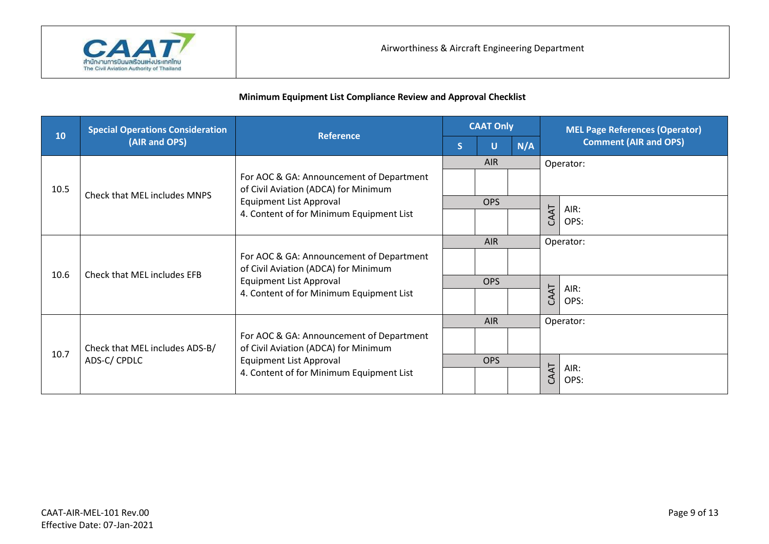Airworthiness & Aircraft Engineering Department

**Minimum Equipment List Compliance Review and Approval Checklist**

| 10 | Special Operations Consideration (AIR and OPS) | Reference | CAAT Only | | | MEL Page References (Operator) Comment (AIR and OPS) |
|---|---|---|---|---|---|---|
| | | | S | U | N/A | |
| 10.5 | Check that MEL includes MNPS | For AOC & GA: Announcement of Department of Civil Aviation (ADCA) for Minimum Equipment List Approval<br>4. Content of for Minimum Equipment List | AIR | | | Operator: |
| | | | | | | |
| | | | OPS | | | CAAT AIR:<br>OPS: |
| | | | | | | |
| 10.6 | Check that MEL includes EFB | For AOC & GA: Announcement of Department of Civil Aviation (ADCA) for Minimum Equipment List Approval<br>4. Content of for Minimum Equipment List | AIR | | | Operator: |
| | | | | | | |
| | | | OPS | | | CAAT AIR:<br>OPS: |
| | | | | | | |
| 10.7 | Check that MEL includes ADS-B/ ADS-C/ CPDLC | For AOC & GA: Announcement of Department of Civil Aviation (ADCA) for Minimum Equipment List Approval<br>4. Content of for Minimum Equipment List | AIR | | | Operator: |
| | | | | | | |
| | | | OPS | | | CAAT AIR:<br>OPS: |
| | | | | | | |

CAAT-AIR-MEL-101 Rev.00
Effective Date: 07-Jan-2021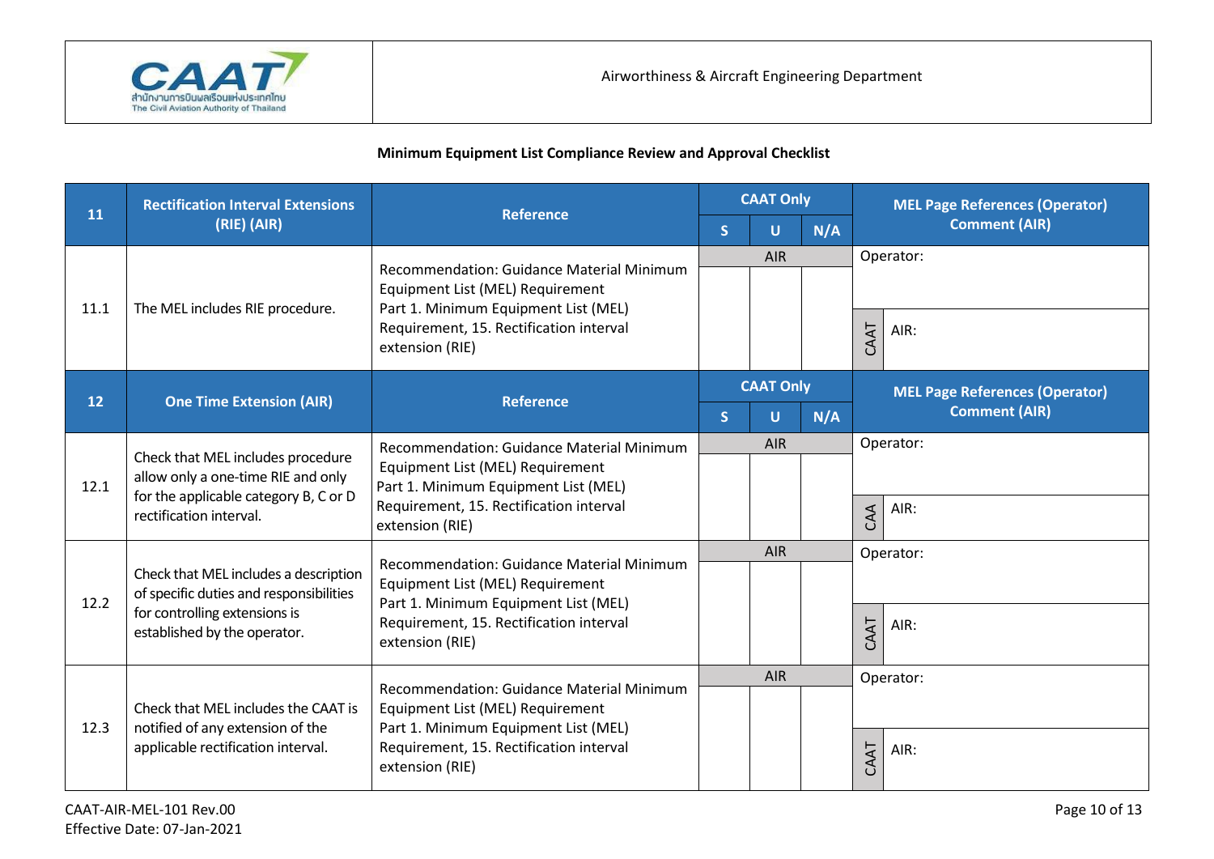**Minimum Equipment List Compliance Review and Approval Checklist**

| 11 | Rectification Interval Extensions (RIE) (AIR) | Reference | CAAT Only | | | MEL Page References (Operator) Comment (AIR) |
|---|---|---|---|---|---|---|
| | | | S | U | N/A | |
| 11.1 | The MEL includes RIE procedure. | Recommendation: Guidance Material Minimum Equipment List (MEL) Requirement Part 1. Minimum Equipment List (MEL) Requirement, 15. Rectification interval extension (RIE) | | AIR | | Operator: <br> CAAT AIR: |

| 12 | One Time Extension (AIR) | Reference | CAAT Only | | | MEL Page References (Operator) Comment (AIR) |
|---|---|---|---|---|---|---|
| | | | S | U | N/A | |
| 12.1 | Check that MEL includes procedure allow only a one-time RIE and only for the applicable category B, C or D rectification interval. | Recommendation: Guidance Material Minimum Equipment List (MEL) Requirement Part 1. Minimum Equipment List (MEL) Requirement, 15. Rectification interval extension (RIE) | | AIR | | Operator: <br> CAA AIR: |
| 12.2 | Check that MEL includes a description of specific duties and responsibilities for controlling extensions is established by the operator. | Recommendation: Guidance Material Minimum Equipment List (MEL) Requirement Part 1. Minimum Equipment List (MEL) Requirement, 15. Rectification interval extension (RIE) | | AIR | | Operator: <br> CAAT AIR: |
| 12.3 | Check that MEL includes the CAAT is notified of any extension of the applicable rectification interval. | Recommendation: Guidance Material Minimum Equipment List (MEL) Requirement Part 1. Minimum Equipment List (MEL) Requirement, 15. Rectification interval extension (RIE) | | AIR | | Operator: <br> CAAT AIR: |

CAAT-AIR-MEL-101 Rev.00
Effective Date: 07-Jan-2021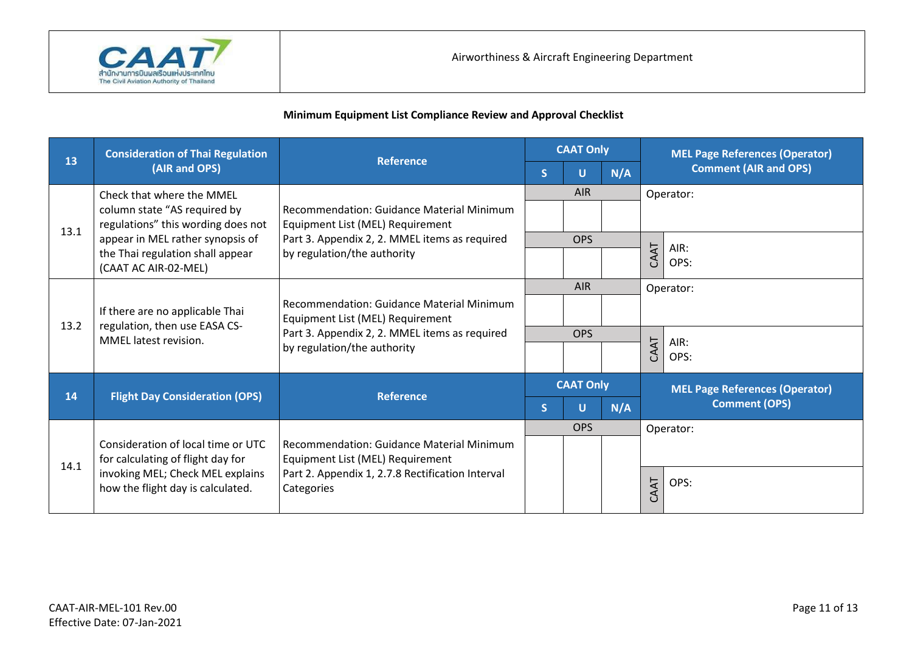Airworthiness & Aircraft Engineering Department

**Minimum Equipment List Compliance Review and Approval Checklist**

| 13 | Consideration of Thai Regulation (AIR and OPS) | Reference | CAAT Only | | | MEL Page References (Operator) Comment (AIR and OPS) |
|---|---|---|---|---|---|---|
| | | | S | U | N/A | |
| 13.1 | Check that where the MMEL column state "AS required by regulations" this wording does not appear in MEL rather synopsis of the Thai regulation shall appear (CAAT AC AIR-02-MEL) | Recommendation: Guidance Material Minimum Equipment List (MEL) Requirement Part 3. Appendix 2, 2. MMEL items as required by regulation/the authority | AIR | | | Operator: |
| | | | | | | |
| | | | OPS | | | CAAT AIR: OPS: |
| | | | | | | |
| 13.2 | If there are no applicable Thai regulation, then use EASA CS-MMEL latest revision. | Recommendation: Guidance Material Minimum Equipment List (MEL) Requirement Part 3. Appendix 2, 2. MMEL items as required by regulation/the authority | AIR | | | Operator: |
| | | | | | | |
| | | | OPS | | | CAAT AIR: OPS: |
| | | | | | | |

| 14 | Flight Day Consideration (OPS) | Reference | CAAT Only | | | MEL Page References (Operator) Comment (OPS) |
|---|---|---|---|---|---|---|
| | | | S | U | N/A | |
| 14.1 | Consideration of local time or UTC for calculating of flight day for invoking MEL; Check MEL explains how the flight day is calculated. | Recommendation: Guidance Material Minimum Equipment List (MEL) Requirement Part 2. Appendix 1, 2.7.8 Rectification Interval Categories | OPS | | | Operator: |
| | | | | | | CAAT OPS: |

CAAT-AIR-MEL-101 Rev.00
Effective Date: 07-Jan-2021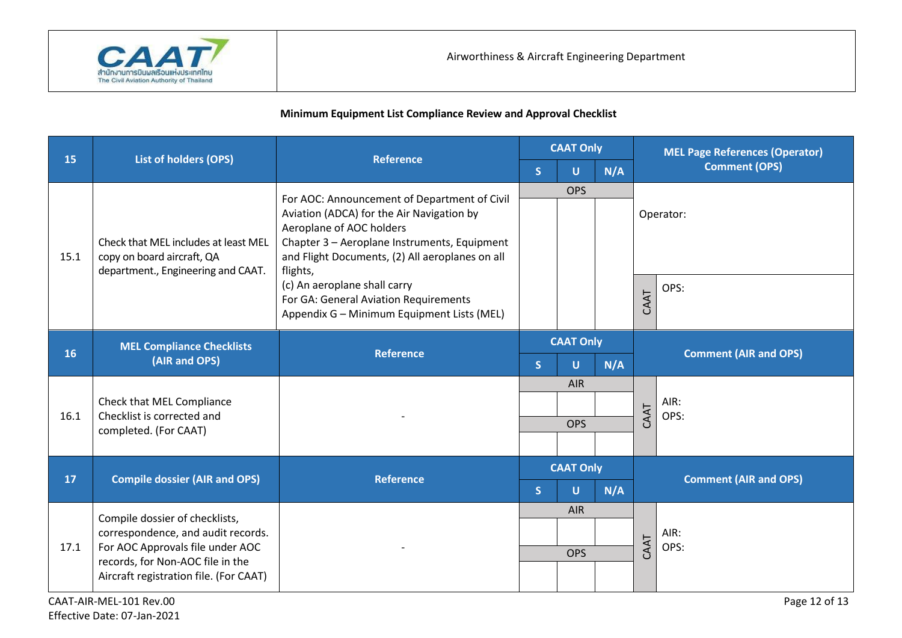**Minimum Equipment List Compliance Review and Approval Checklist**

| 15 | List of holders (OPS) | Reference | CAAT Only | | | MEL Page References (Operator) Comment (OPS) |
|---|---|---|---|---|---|---|
| | | | S | U | N/A | |
| 15.1 | Check that MEL includes at least MEL copy on board aircraft, QA department., Engineering and CAAT. | For AOC: Announcement of Department of Civil Aviation (ADCA) for the Air Navigation by Aeroplane of AOC holders Chapter 3 – Aeroplane Instruments, Equipment and Flight Documents, (2) All aeroplanes on all flights, (c) An aeroplane shall carry For GA: General Aviation Requirements Appendix G – Minimum Equipment Lists (MEL) | OPS | | | Operator: CAAT OPS: |

| 16 | MEL Compliance Checklists (AIR and OPS) | Reference | CAAT Only | | | Comment (AIR and OPS) |
|---|---|---|---|---|---|---|
| | | | S | U | N/A | |
| 16.1 | Check that MEL Compliance Checklist is corrected and completed. (For CAAT) | - | AIR | | | CAAT AIR: |
| | | | OPS | | | OPS: |

| 17 | Compile dossier (AIR and OPS) | Reference | CAAT Only | | | Comment (AIR and OPS) |
|---|---|---|---|---|---|---|
| | | | S | U | N/A | |
| 17.1 | Compile dossier of checklists, correspondence, and audit records. For AOC Approvals file under AOC records, for Non-AOC file in the Aircraft registration file. (For CAAT) | - | AIR | | | CAAT AIR: |
| | | | OPS | | | OPS: |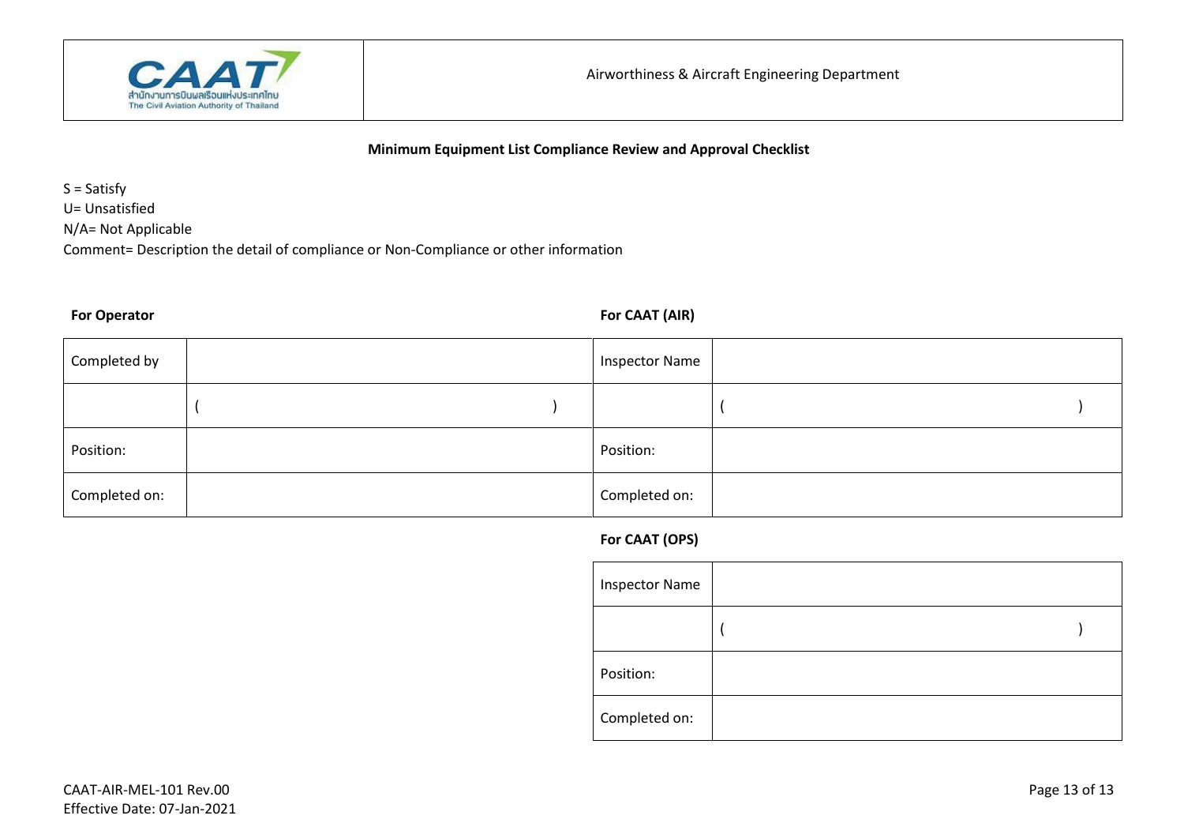Airworthiness & Aircraft Engineering Department

**Minimum Equipment List Compliance Review and Approval Checklist**

S = Satisfy
U= Unsatisfied
N/A= Not Applicable
Comment= Description the detail of compliance or Non-Compliance or other information

**For Operator**

| | |
|---|---|
| Completed by | |
| | (                                        ) |
| Position: | |
| Completed on: | |

**For CAAT (AIR)**

| | |
|---|---|
| Inspector Name | |
| | (                                        ) |
| Position: | |
| Completed on: | |

**For CAAT (OPS)**

| | |
|---|---|
| Inspector Name | |
| | (                                        ) |
| Position: | |
| Completed on: | |

CAAT-AIR-MEL-101 Rev.00
Effective Date: 07-Jan-2021